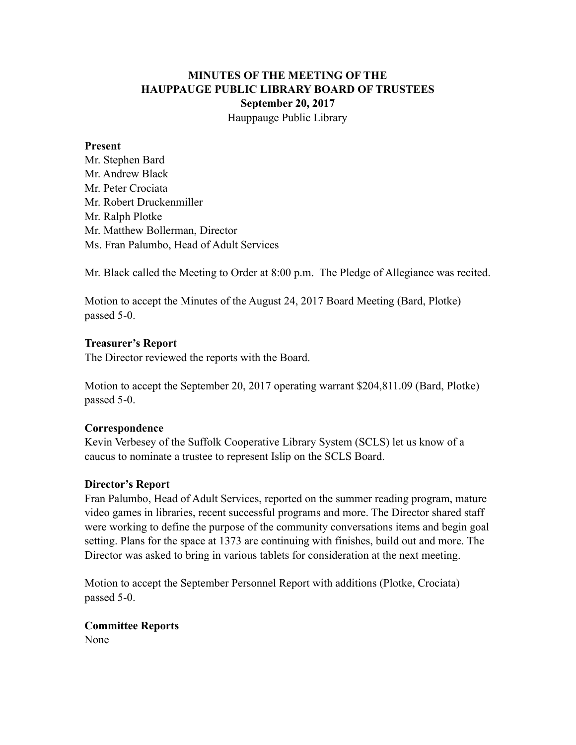# MINUTES OF THE MEETING OF THE HAUPPAUGE PUBLIC LIBRARY BOARD OF TRUSTEES

**September 20, 2017**

Hauppauge Public Library

**Present**

Mr. Stephen Bard
Mr. Andrew Black
Mr. Peter Crociata
Mr. Robert Druckenmiller
Mr. Ralph Plotke
Mr. Matthew Bollerman, Director
Ms. Fran Palumbo, Head of Adult Services

Mr. Black called the Meeting to Order at 8:00 p.m. The Pledge of Allegiance was recited.

Motion to accept the Minutes of the August 24, 2017 Board Meeting (Bard, Plotke) passed 5-0.

**Treasurer's Report**

The Director reviewed the reports with the Board.

Motion to accept the September 20, 2017 operating warrant $204,811.09 (Bard, Plotke) passed 5-0.

**Correspondence**

Kevin Verbesey of the Suffolk Cooperative Library System (SCLS) let us know of a caucus to nominate a trustee to represent Islip on the SCLS Board.

**Director's Report**

Fran Palumbo, Head of Adult Services, reported on the summer reading program, mature video games in libraries, recent successful programs and more. The Director shared staff were working to define the purpose of the community conversations items and begin goal setting. Plans for the space at 1373 are continuing with finishes, build out and more. The Director was asked to bring in various tablets for consideration at the next meeting.

Motion to accept the September Personnel Report with additions (Plotke, Crociata) passed 5-0.

**Committee Reports**

None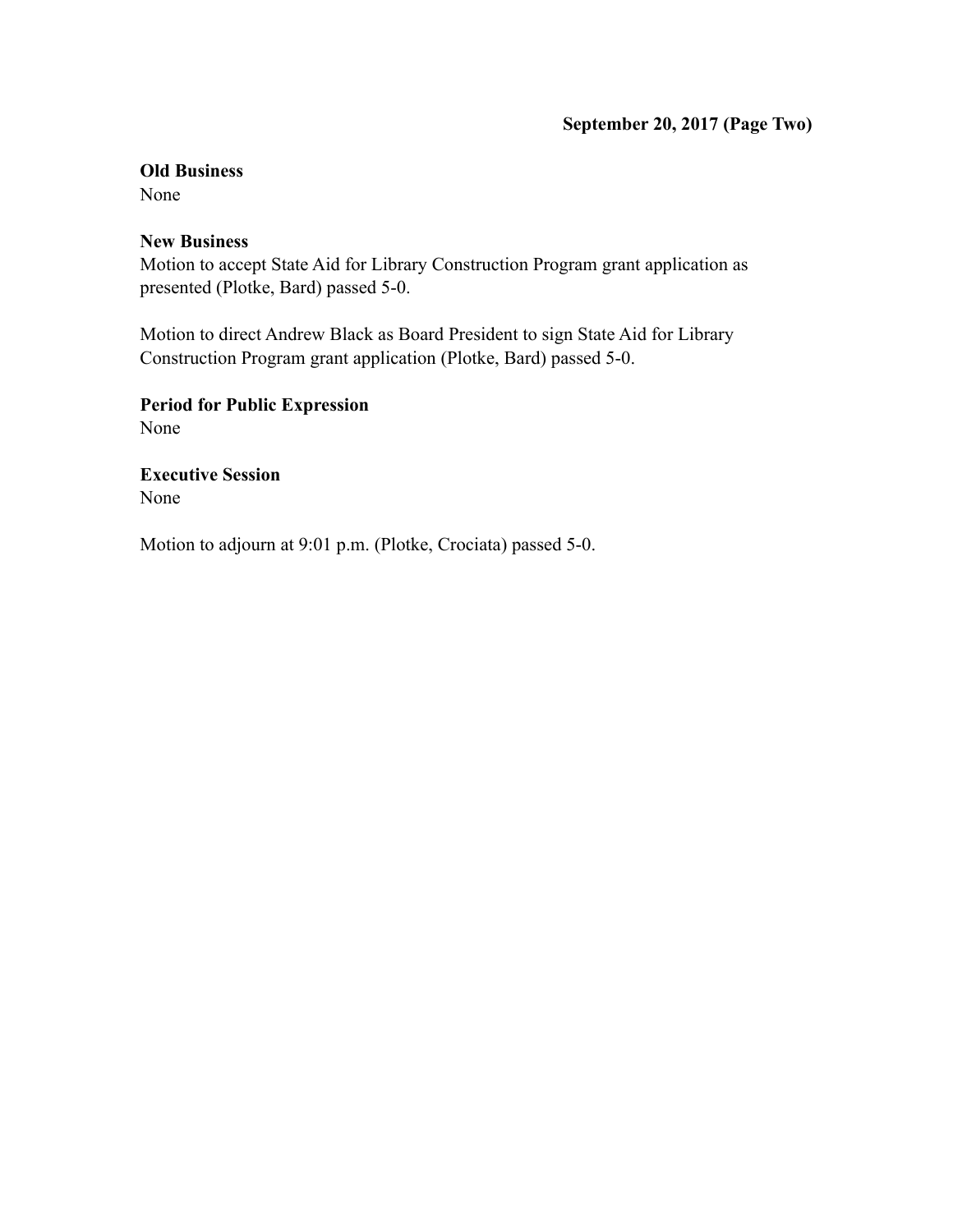**September 20, 2017 (Page Two)**

**Old Business**
None

**New Business**
Motion to accept State Aid for Library Construction Program grant application as presented (Plotke, Bard) passed 5-0.

Motion to direct Andrew Black as Board President to sign State Aid for Library Construction Program grant application (Plotke, Bard) passed 5-0.

**Period for Public Expression**
None

**Executive Session**
None

Motion to adjourn at 9:01 p.m. (Plotke, Crociata) passed 5-0.